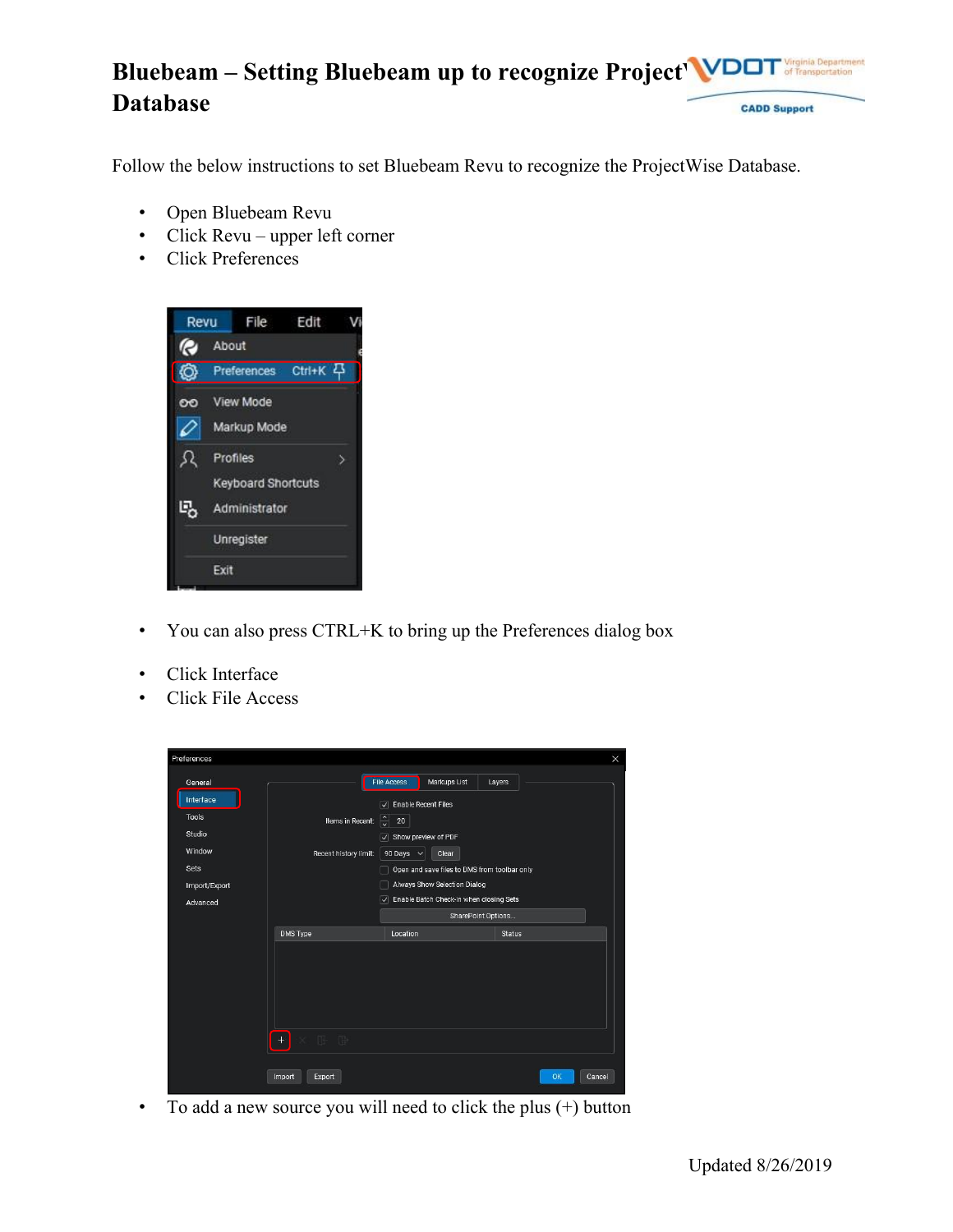# Bluebeam – Setting Bluebeam up to recognize Project Database

Follow the below instructions to set Bluebeam Revu to recognize the ProjectWise Database.

- Open Bluebeam Revu
- Click Revu – upper left corner
- Click Preferences

- You can also press CTRL+K to bring up the Preferences dialog box

- Click Interface
- Click File Access

- To add a new source you will need to click the plus (+) button

Updated 8/26/2019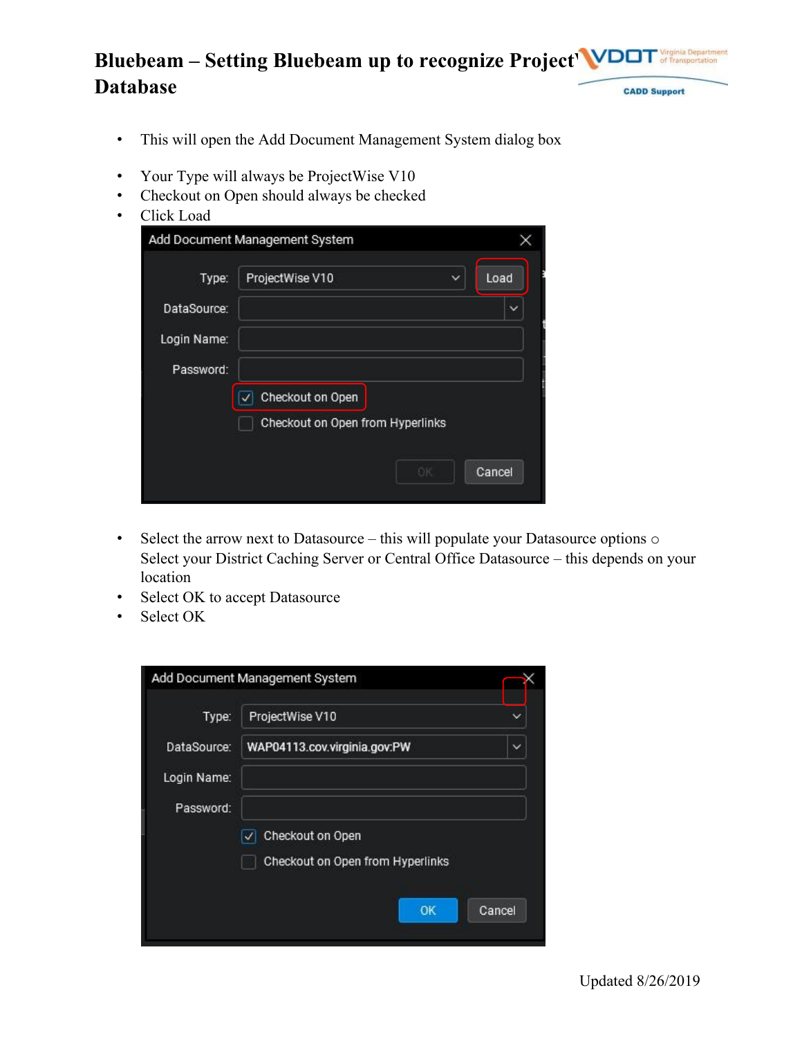- This will open the Add Document Management System dialog box
- Your Type will always be ProjectWise V10
- Checkout on Open should always be checked
- Click Load
- Select the arrow next to Datasource – this will populate your Datasource options ○ Select your District Caching Server or Central Office Datasource – this depends on your location
- Select OK to accept Datasource
- Select OK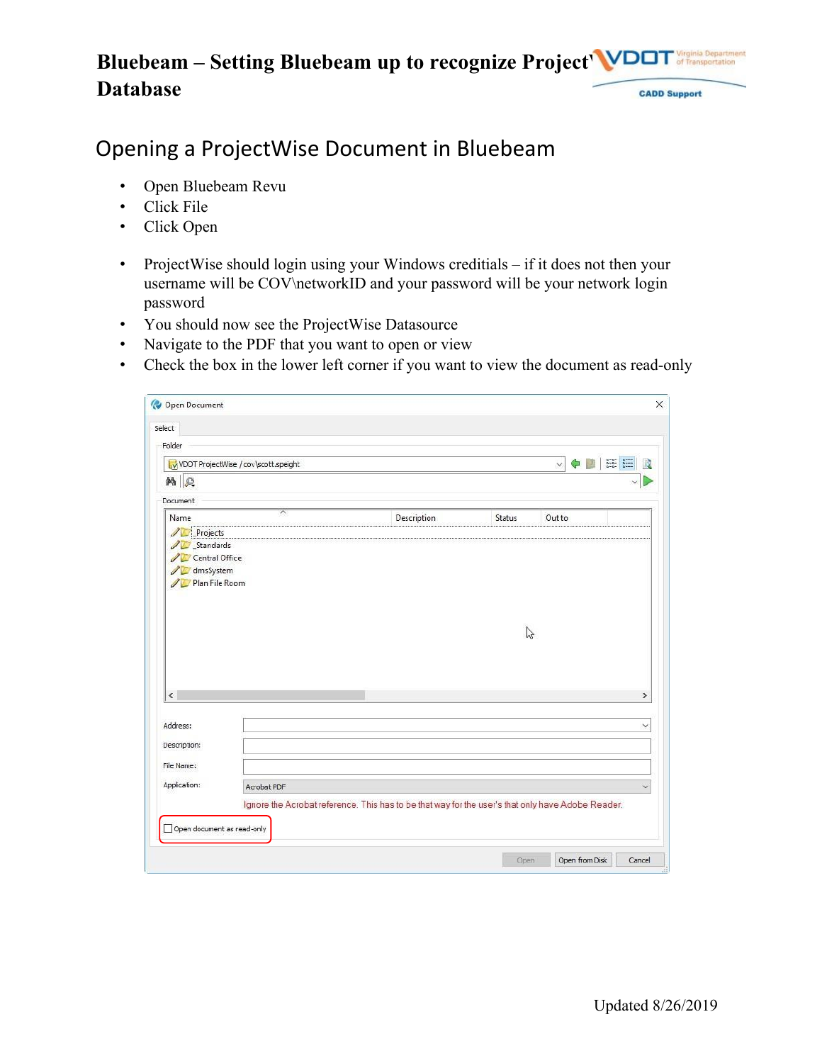# Bluebeam – Setting Bluebeam up to recognize ProjectWise Database

## Opening a ProjectWise Document in Bluebeam

- Open Bluebeam Revu
- Click File
- Click Open

- ProjectWise should login using your Windows creditials – if it does not then your username will be COV\networkID and your password will be your network login password
- You should now see the ProjectWise Datasource
- Navigate to the PDF that you want to open or view
- Check the box in the lower left corner if you want to view the document as read-only

Updated 8/26/2019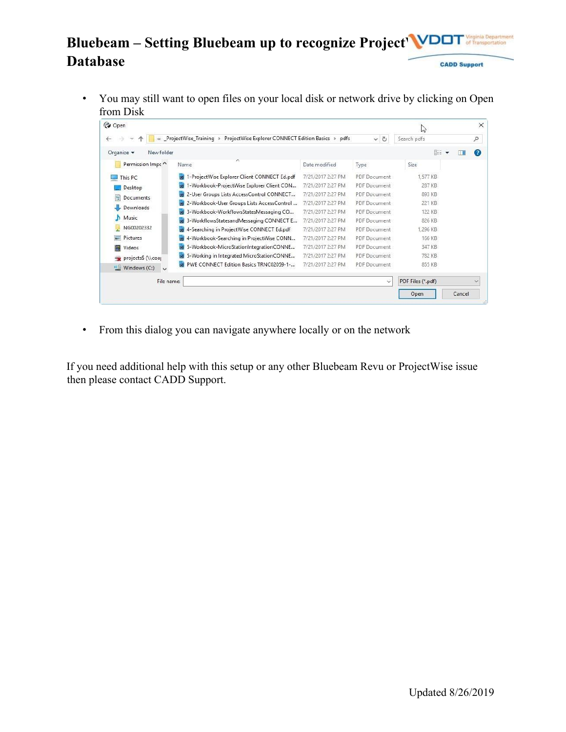- You may still want to open files on your local disk or network drive by clicking on Open from Disk

- From this dialog you can navigate anywhere locally or on the network

If you need additional help with this setup or any other Bluebeam Revu or ProjectWise issue then please contact CADD Support.